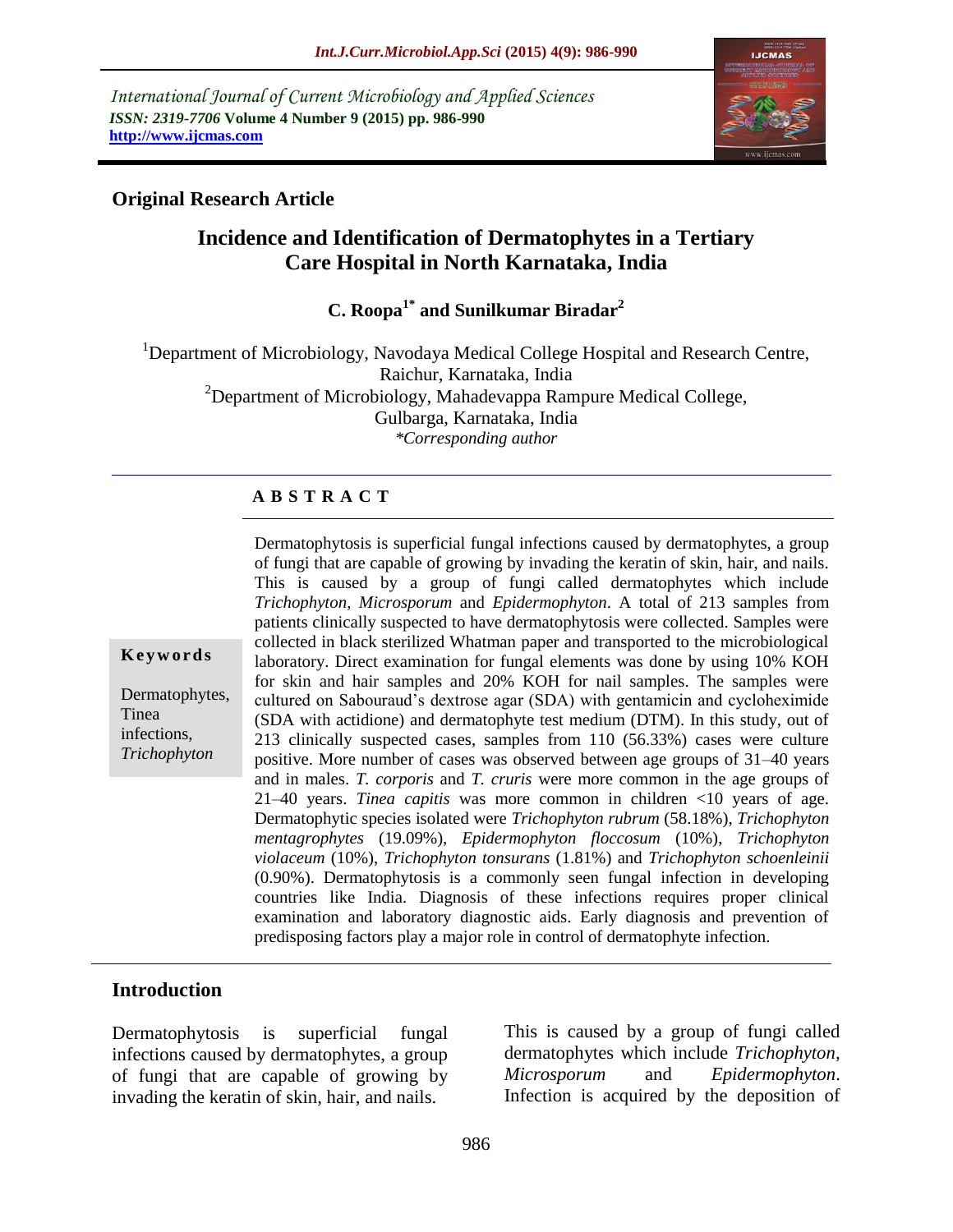International Journal of Current Microbiology and Applied Sciences
*ISSN: 2319-7706* **Volume 4 Number 9 (2015) pp. 986-990**
**http://www.ijcmas.com**

**Original Research Article**

# Incidence and Identification of Dermatophytes in a Tertiary Care Hospital in North Karnataka, India

**C. Roopa[1*] and Sunilkumar Biradar[2]**

[1]Department of Microbiology, Navodaya Medical College Hospital and Research Centre, Raichur, Karnataka, India
[2]Department of Microbiology, Mahadevappa Rampure Medical College, Gulbarga, Karnataka, India
*\*Corresponding author*

## A B S T R A C T

**Keywords**

Dermatophytes, Tinea infections, *Trichophyton*

Dermatophytosis is superficial fungal infections caused by dermatophytes, a group of fungi that are capable of growing by invading the keratin of skin, hair, and nails. This is caused by a group of fungi called dermatophytes which include *Trichophyton, Microsporum* and *Epidermophyton*. A total of 213 samples from patients clinically suspected to have dermatophytosis were collected. Samples were collected in black sterilized Whatman paper and transported to the microbiological laboratory. Direct examination for fungal elements was done by using 10% KOH for skin and hair samples and 20% KOH for nail samples. The samples were cultured on Sabouraud's dextrose agar (SDA) with gentamicin and cycloheximide (SDA with actidione) and dermatophyte test medium (DTM). In this study, out of 213 clinically suspected cases, samples from 110 (56.33%) cases were culture positive. More number of cases was observed between age groups of 31–40 years and in males. *T. corporis* and *T. cruris* were more common in the age groups of 21–40 years. *Tinea capitis* was more common in children <10 years of age. Dermatophytic species isolated were *Trichophyton rubrum* (58.18%), *Trichophyton mentagrophytes* (19.09%), *Epidermophyton floccosum* (10%), *Trichophyton violaceum* (10%), *Trichophyton tonsurans* (1.81%) and *Trichophyton schoenleinii* (0.90%). Dermatophytosis is a commonly seen fungal infection in developing countries like India. Diagnosis of these infections requires proper clinical examination and laboratory diagnostic aids. Early diagnosis and prevention of predisposing factors play a major role in control of dermatophyte infection.

## Introduction

Dermatophytosis is superficial fungal infections caused by dermatophytes, a group of fungi that are capable of growing by invading the keratin of skin, hair, and nails.

This is caused by a group of fungi called dermatophytes which include *Trichophyton*, *Microsporum* and *Epidermophyton*. Infection is acquired by the deposition of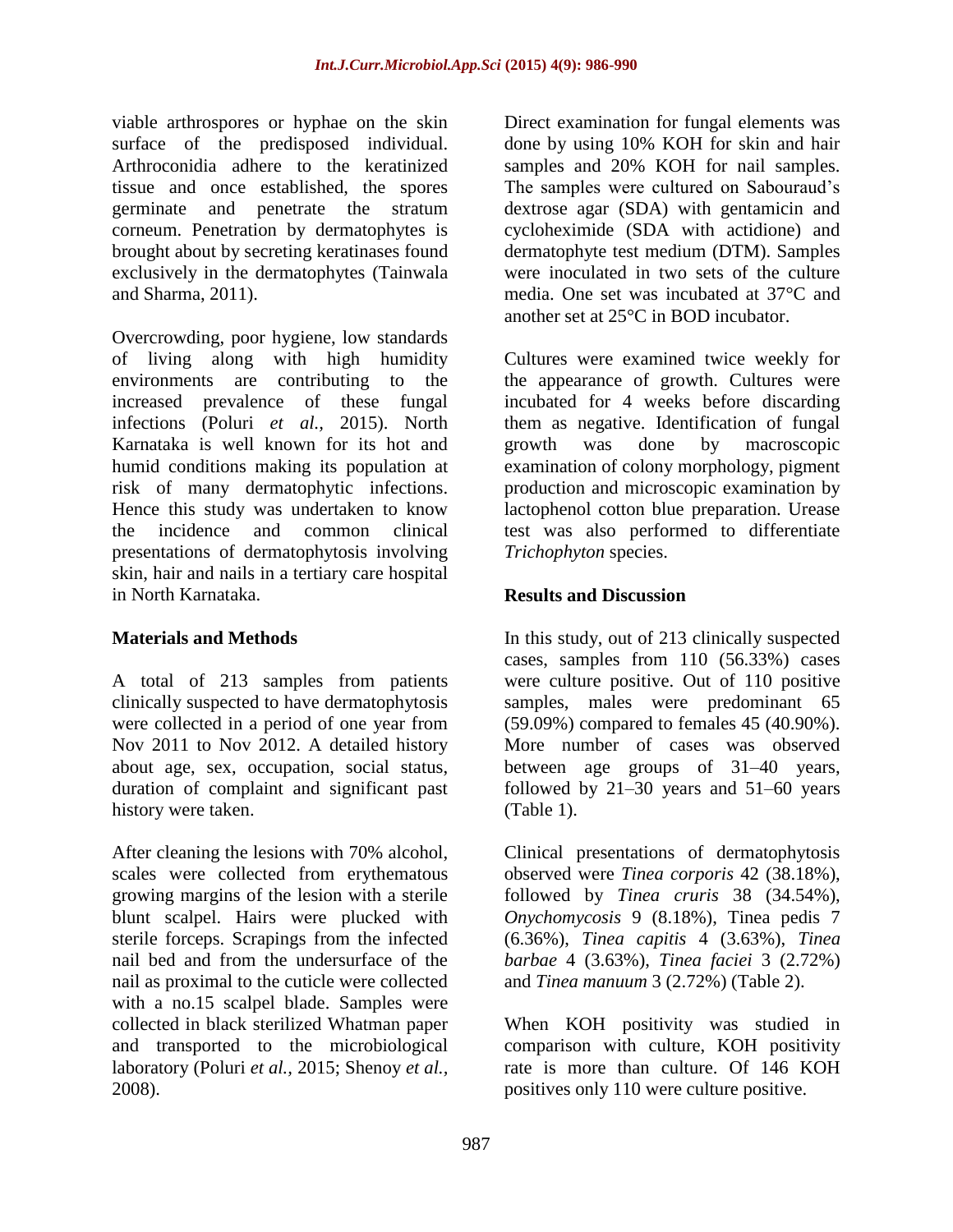viable arthrospores or hyphae on the skin surface of the predisposed individual. Arthroconidia adhere to the keratinized tissue and once established, the spores germinate and penetrate the stratum corneum. Penetration by dermatophytes is brought about by secreting keratinases found exclusively in the dermatophytes (Tainwala and Sharma, 2011).

Overcrowding, poor hygiene, low standards of living along with high humidity environments are contributing to the increased prevalence of these fungal infections (Poluri *et al.,* 2015). North Karnataka is well known for its hot and humid conditions making its population at risk of many dermatophytic infections. Hence this study was undertaken to know the incidence and common clinical presentations of dermatophytosis involving skin, hair and nails in a tertiary care hospital in North Karnataka.

## Materials and Methods

A total of 213 samples from patients clinically suspected to have dermatophytosis were collected in a period of one year from Nov 2011 to Nov 2012. A detailed history about age, sex, occupation, social status, duration of complaint and significant past history were taken.

After cleaning the lesions with 70% alcohol, scales were collected from erythematous growing margins of the lesion with a sterile blunt scalpel. Hairs were plucked with sterile forceps. Scrapings from the infected nail bed and from the undersurface of the nail as proximal to the cuticle were collected with a no.15 scalpel blade. Samples were collected in black sterilized Whatman paper and transported to the microbiological laboratory (Poluri *et al.,* 2015; Shenoy *et al.,* 2008).

Direct examination for fungal elements was done by using 10% KOH for skin and hair samples and 20% KOH for nail samples. The samples were cultured on Sabouraud's dextrose agar (SDA) with gentamicin and cycloheximide (SDA with actidione) and dermatophyte test medium (DTM). Samples were inoculated in two sets of the culture media. One set was incubated at 37°C and another set at 25°C in BOD incubator.

Cultures were examined twice weekly for the appearance of growth. Cultures were incubated for 4 weeks before discarding them as negative. Identification of fungal growth was done by macroscopic examination of colony morphology, pigment production and microscopic examination by lactophenol cotton blue preparation. Urease test was also performed to differentiate *Trichophyton* species.

## Results and Discussion

In this study, out of 213 clinically suspected cases, samples from 110 (56.33%) cases were culture positive. Out of 110 positive samples, males were predominant 65 (59.09%) compared to females 45 (40.90%). More number of cases was observed between age groups of 31–40 years, followed by 21–30 years and 51–60 years (Table 1).

Clinical presentations of dermatophytosis observed were *Tinea corporis* 42 (38.18%), followed by *Tinea cruris* 38 (34.54%), *Onychomycosis* 9 (8.18%), Tinea pedis 7 (6.36%), *Tinea capitis* 4 (3.63%), *Tinea barbae* 4 (3.63%), *Tinea faciei* 3 (2.72%) and *Tinea manuum* 3 (2.72%) (Table 2).

When KOH positivity was studied in comparison with culture, KOH positivity rate is more than culture. Of 146 KOH positives only 110 were culture positive.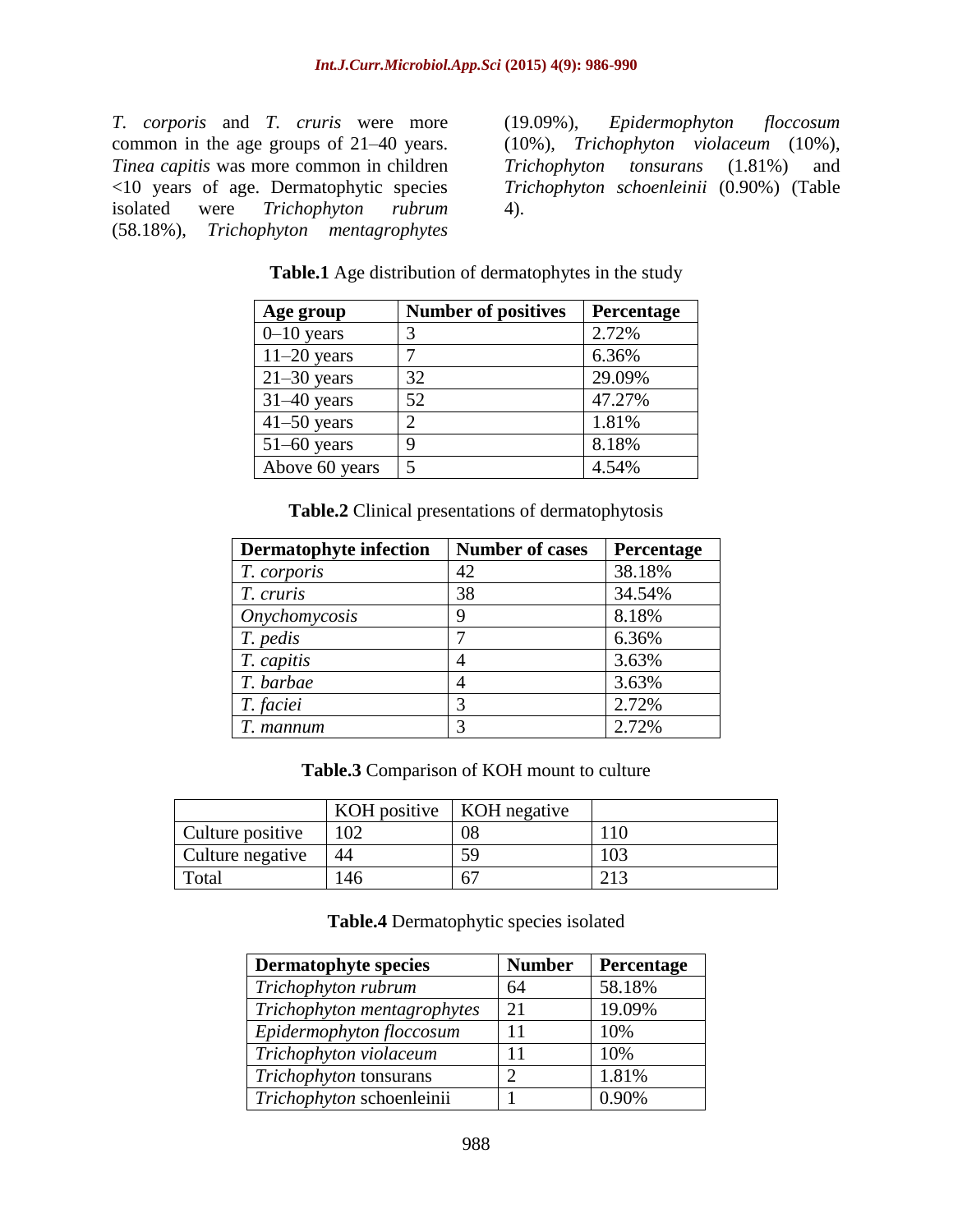*T. corporis* and *T. cruris* were more common in the age groups of 21–40 years. *Tinea capitis* was more common in children <10 years of age. Dermatophytic species isolated were *Trichophyton rubrum* (58.18%), *Trichophyton mentagrophytes* (19.09%), *Epidermophyton floccosum* (10%), *Trichophyton violaceum* (10%), *Trichophyton tonsurans* (1.81%) and *Trichophyton schoenleinii* (0.90%) (Table 4).

**Table.1** Age distribution of dermatophytes in the study

| Age group | Number of positives | Percentage |
|---|---|---|
| 0–10 years | 3 | 2.72% |
| 11–20 years | 7 | 6.36% |
| 21–30 years | 32 | 29.09% |
| 31–40 years | 52 | 47.27% |
| 41–50 years | 2 | 1.81% |
| 51–60 years | 9 | 8.18% |
| Above 60 years | 5 | 4.54% |

**Table.2** Clinical presentations of dermatophytosis

| Dermatophyte infection | Number of cases | Percentage |
|---|---|---|
| *T. corporis* | 42 | 38.18% |
| *T. cruris* | 38 | 34.54% |
| *Onychomycosis* | 9 | 8.18% |
| *T. pedis* | 7 | 6.36% |
| *T. capitis* | 4 | 3.63% |
| *T. barbae* | 4 | 3.63% |
| *T. faciei* | 3 | 2.72% |
| *T. mannum* | 3 | 2.72% |

**Table.3** Comparison of KOH mount to culture

| | KOH positive | KOH negative | |
|---|---|---|---|
| Culture positive | 102 | 08 | 110 |
| Culture negative | 44 | 59 | 103 |
| Total | 146 | 67 | 213 |

**Table.4** Dermatophytic species isolated

| Dermatophyte species | Number | Percentage |
|---|---|---|
| *Trichophyton rubrum* | 64 | 58.18% |
| *Trichophyton mentagrophytes* | 21 | 19.09% |
| *Epidermophyton floccosum* | 11 | 10% |
| *Trichophyton violaceum* | 11 | 10% |
| *Trichophyton* tonsurans | 2 | 1.81% |
| *Trichophyton* schoenleinii | 1 | 0.90% |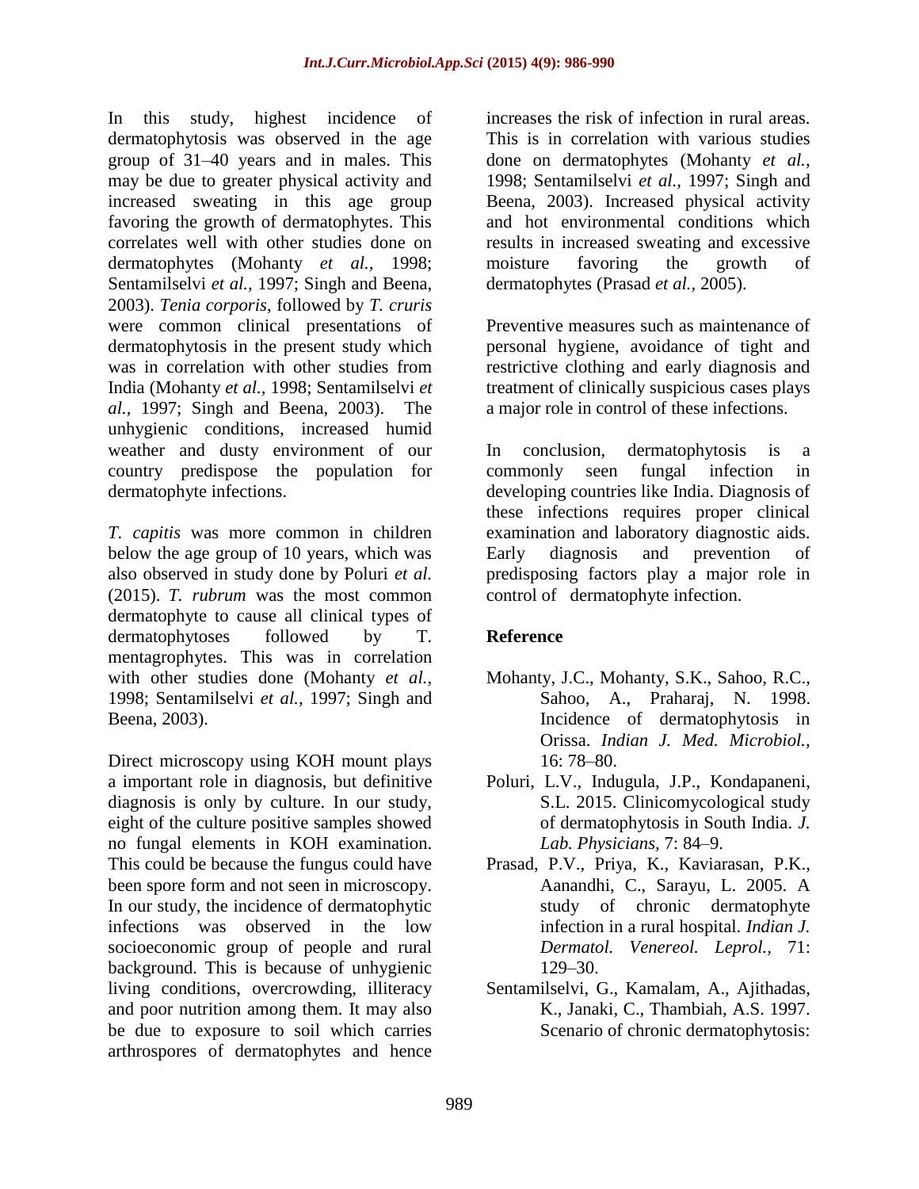In this study, highest incidence of dermatophytosis was observed in the age group of 31–40 years and in males. This may be due to greater physical activity and increased sweating in this age group favoring the growth of dermatophytes. This correlates well with other studies done on dermatophytes (Mohanty *et al.,* 1998; Sentamilselvi *et al.,* 1997; Singh and Beena, 2003). *Tenia corporis*, followed by *T. cruris* were common clinical presentations of dermatophytosis in the present study which was in correlation with other studies from India (Mohanty *et al.,* 1998; Sentamilselvi *et al.,* 1997; Singh and Beena, 2003). The unhygienic conditions, increased humid weather and dusty environment of our country predispose the population for dermatophyte infections.

*T. capitis* was more common in children below the age group of 10 years, which was also observed in study done by Poluri *et al.* (2015). *T. rubrum* was the most common dermatophyte to cause all clinical types of dermatophytoses followed by T. mentagrophytes. This was in correlation with other studies done (Mohanty *et al.,* 1998; Sentamilselvi *et al.,* 1997; Singh and Beena, 2003).

Direct microscopy using KOH mount plays a important role in diagnosis, but definitive diagnosis is only by culture. In our study, eight of the culture positive samples showed no fungal elements in KOH examination. This could be because the fungus could have been spore form and not seen in microscopy. In our study, the incidence of dermatophytic infections was observed in the low socioeconomic group of people and rural background. This is because of unhygienic living conditions, overcrowding, illiteracy and poor nutrition among them. It may also be due to exposure to soil which carries arthrospores of dermatophytes and hence increases the risk of infection in rural areas. This is in correlation with various studies done on dermatophytes (Mohanty *et al.,* 1998; Sentamilselvi *et al.,* 1997; Singh and Beena, 2003). Increased physical activity and hot environmental conditions which results in increased sweating and excessive moisture favoring the growth of dermatophytes (Prasad *et al.,* 2005).

Preventive measures such as maintenance of personal hygiene, avoidance of tight and restrictive clothing and early diagnosis and treatment of clinically suspicious cases plays a major role in control of these infections.

In conclusion, dermatophytosis is a commonly seen fungal infection in developing countries like India. Diagnosis of these infections requires proper clinical examination and laboratory diagnostic aids. Early diagnosis and prevention of predisposing factors play a major role in control of dermatophyte infection.

## Reference

- Mohanty, J.C., Mohanty, S.K., Sahoo, R.C., Sahoo, A., Praharaj, N. 1998. Incidence of dermatophytosis in Orissa. *Indian J. Med. Microbiol.,* 16: 78–80.
- Poluri, L.V., Indugula, J.P., Kondapaneni, S.L. 2015. Clinicomycological study of dermatophytosis in South India. *J. Lab. Physicians,* 7: 84–9.
- Prasad, P.V., Priya, K., Kaviarasan, P.K., Aanandhi, C., Sarayu, L. 2005. A study of chronic dermatophyte infection in a rural hospital. *Indian J. Dermatol. Venereol. Leprol.,* 71: 129–30.
- Sentamilselvi, G., Kamalam, A., Ajithadas, K., Janaki, C., Thambiah, A.S. 1997. Scenario of chronic dermatophytosis: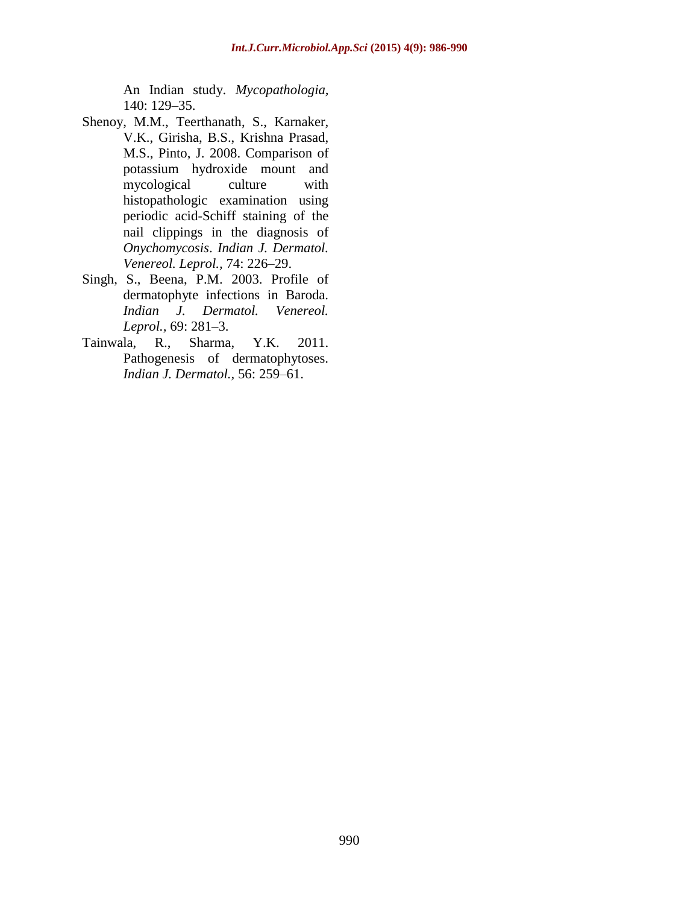An Indian study. *Mycopathologia*, 140: 129–35.

Shenoy, M.M., Teerthanath, S., Karnaker, V.K., Girisha, B.S., Krishna Prasad, M.S., Pinto, J. 2008. Comparison of potassium hydroxide mount and mycological culture with histopathologic examination using periodic acid-Schiff staining of the nail clippings in the diagnosis of *Onychomycosis*. *Indian J. Dermatol. Venereol. Leprol.*, 74: 226–29.

Singh, S., Beena, P.M. 2003. Profile of dermatophyte infections in Baroda. *Indian J. Dermatol. Venereol. Leprol.*, 69: 281–3.

Tainwala, R., Sharma, Y.K. 2011. Pathogenesis of dermatophytoses. *Indian J. Dermatol.*, 56: 259–61.